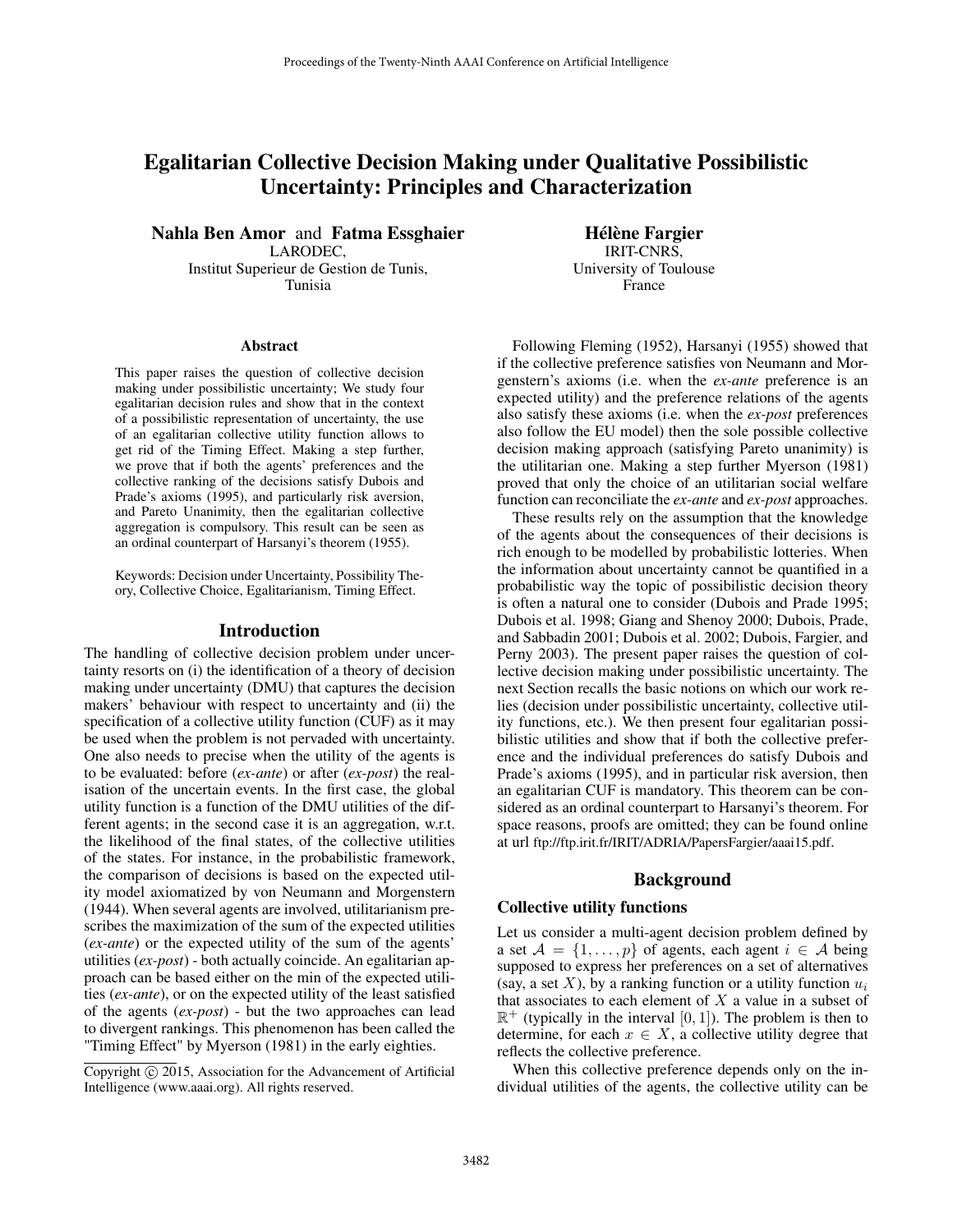# Egalitarian Collective Decision Making under Qualitative Possibilistic Uncertainty: Principles and Characterization

**Nahla Ben Amor** and **Fatma Essghaier**
LARODEC,
Institut Superieur de Gestion de Tunis,
Tunisia

**Hélène Fargier**
IRIT-CNRS,
University of Toulouse
France

## Abstract

This paper raises the question of collective decision making under possibilistic uncertainty; We study four egalitarian decision rules and show that in the context of a possibilistic representation of uncertainty, the use of an egalitarian collective utility function allows to get rid of the Timing Effect. Making a step further, we prove that if both the agents' preferences and the collective ranking of the decisions satisfy Dubois and Prade's axioms (1995), and particularly risk aversion, and Pareto Unanimity, then the egalitarian collective aggregation is compulsory. This result can be seen as an ordinal counterpart of Harsanyi's theorem (1955).

Keywords: Decision under Uncertainty, Possibility Theory, Collective Choice, Egalitarianism, Timing Effect.

## Introduction

The handling of collective decision problem under uncertainty resorts on (i) the identification of a theory of decision making under uncertainty (DMU) that captures the decision makers' behaviour with respect to uncertainty and (ii) the specification of a collective utility function (CUF) as it may be used when the problem is not pervaded with uncertainty. One also needs to precise when the utility of the agents is to be evaluated: before (*ex-ante*) or after (*ex-post*) the realisation of the uncertain events. In the first case, the global utility function is a function of the DMU utilities of the different agents; in the second case it is an aggregation, w.r.t. the likelihood of the final states, of the collective utilities of the states. For instance, in the probabilistic framework, the comparison of decisions is based on the expected utility model axiomatized by von Neumann and Morgenstern (1944). When several agents are involved, utilitarianism prescribes the maximization of the sum of the expected utilities (*ex-ante*) or the expected utility of the sum of the agents' utilities (*ex-post*) - both actually coincide. An egalitarian approach can be based either on the min of the expected utilities (*ex-ante*), or on the expected utility of the least satisfied of the agents (*ex-post*) - but the two approaches can lead to divergent rankings. This phenomenon has been called the "Timing Effect" by Myerson (1981) in the early eighties.

Following Fleming (1952), Harsanyi (1955) showed that if the collective preference satisfies von Neumann and Morgenstern's axioms (i.e. when the *ex-ante* preference is an expected utility) and the preference relations of the agents also satisfy these axioms (i.e. when the *ex-post* preferences also follow the EU model) then the sole possible collective decision making approach (satisfying Pareto unanimity) is the utilitarian one. Making a step further Myerson (1981) proved that only the choice of an utilitarian social welfare function can reconciliate the *ex-ante* and *ex-post* approaches.

These results rely on the assumption that the knowledge of the agents about the consequences of their decisions is rich enough to be modelled by probabilistic lotteries. When the information about uncertainty cannot be quantified in a probabilistic way the topic of possibilistic decision theory is often a natural one to consider (Dubois and Prade 1995; Dubois et al. 1998; Giang and Shenoy 2000; Dubois, Prade, and Sabbadin 2001; Dubois et al. 2002; Dubois, Fargier, and Perny 2003). The present paper raises the question of collective decision making under possibilistic uncertainty. The next Section recalls the basic notions on which our work relies (decision under possibilistic uncertainty, collective utility functions, etc.). We then present four egalitarian possibilistic utilities and show that if both the collective preference and the individual preferences do satisfy Dubois and Prade's axioms (1995), and in particular risk aversion, then an egalitarian CUF is mandatory. This theorem can be considered as an ordinal counterpart to Harsanyi's theorem. For space reasons, proofs are omitted; they can be found online at url ftp://ftp.irit.fr/IRIT/ADRIA/PapersFargier/aaai15.pdf.

## Background

### Collective utility functions

Let us consider a multi-agent decision problem defined by a set $\mathcal{A} = \{1, \ldots, p\}$ of agents, each agent $i \in \mathcal{A}$ being supposed to express her preferences on a set of alternatives (say, a set $X$), by a ranking function or a utility function $u_i$ that associates to each element of $X$ a value in a subset of $\mathbb{R}^+$ (typically in the interval $[0, 1]$). The problem is then to determine, for each $x \in X$, a collective utility degree that reflects the collective preference.

When this collective preference depends only on the individual utilities of the agents, the collective utility can be

Copyright © 2015, Association for the Advancement of Artificial Intelligence (www.aaai.org). All rights reserved.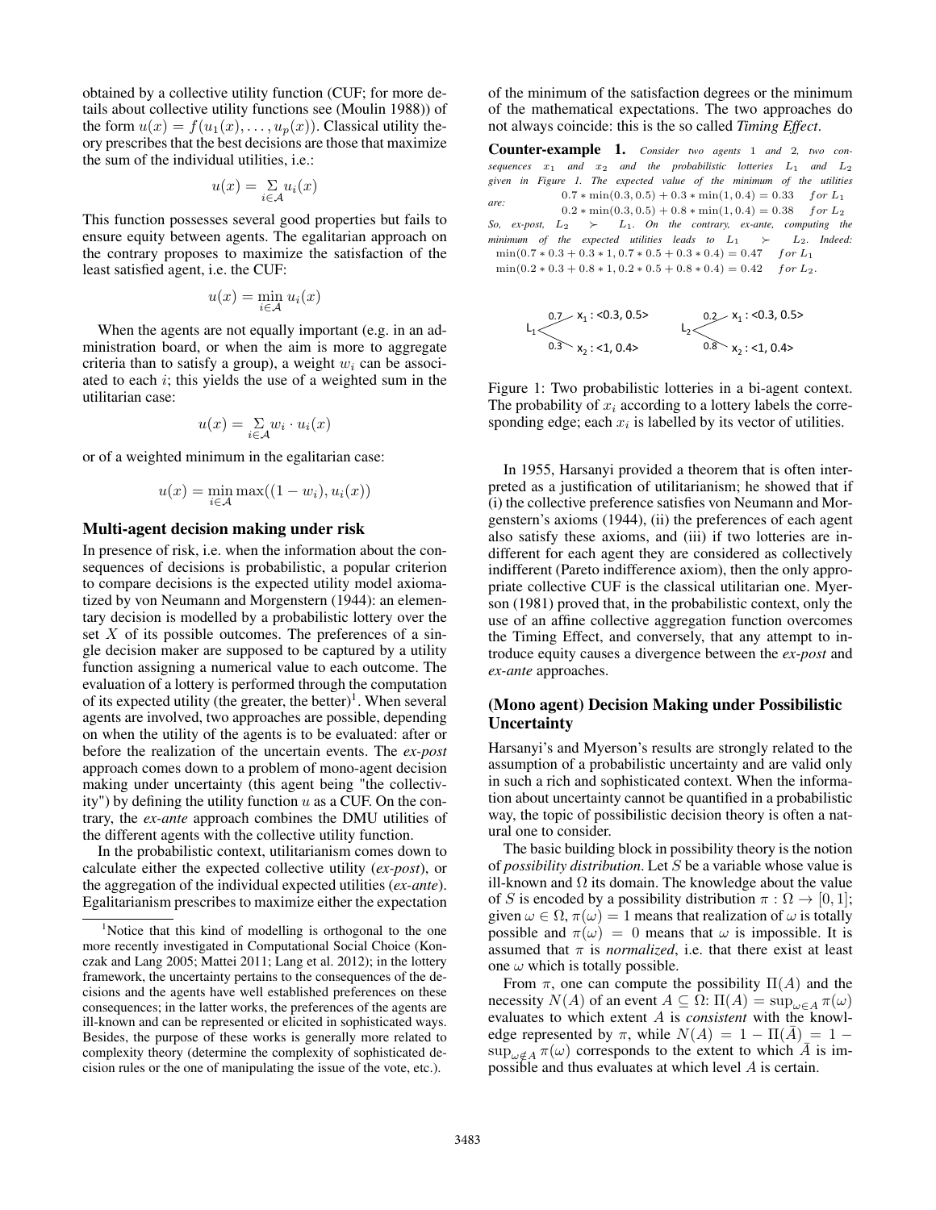obtained by a collective utility function (CUF; for more details about collective utility functions see (Moulin 1988)) of the form $u(x) = f(u_1(x), \ldots, u_p(x))$. Classical utility theory prescribes that the best decisions are those that maximize the sum of the individual utilities, i.e.:

$$u(x) = \sum_{i \in \mathcal{A}} u_i(x)$$

This function possesses several good properties but fails to ensure equity between agents. The egalitarian approach on the contrary proposes to maximize the satisfaction of the least satisfied agent, i.e. the CUF:

$$u(x) = \min_{i \in \mathcal{A}} u_i(x)$$

When the agents are not equally important (e.g. in an administration board, or when the aim is more to aggregate criteria than to satisfy a group), a weight $w_i$ can be associated to each $i$; this yields the use of a weighted sum in the utilitarian case:

$$u(x) = \sum_{i \in \mathcal{A}} w_i \cdot u_i(x)$$

or of a weighted minimum in the egalitarian case:

$$u(x) = \min_{i \in \mathcal{A}} \max((1 - w_i), u_i(x))$$

## Multi-agent decision making under risk

In presence of risk, i.e. when the information about the consequences of decisions is probabilistic, a popular criterion to compare decisions is the expected utility model axiomatized by von Neumann and Morgenstern (1944): an elementary decision is modelled by a probabilistic lottery over the set $X$ of its possible outcomes. The preferences of a single decision maker are supposed to be captured by a utility function assigning a numerical value to each outcome. The evaluation of a lottery is performed through the computation of its expected utility (the greater, the better)[1]. When several agents are involved, two approaches are possible, depending on when the utility of the agents is to be evaluated: after or before the realization of the uncertain events. The *ex-post* approach comes down to a problem of mono-agent decision making under uncertainty (this agent being "the collectivity") by defining the utility function $u$ as a CUF. On the contrary, the *ex-ante* approach combines the DMU utilities of the different agents with the collective utility function.

In the probabilistic context, utilitarianism comes down to calculate either the expected collective utility (*ex-post*), or the aggregation of the individual expected utilities (*ex-ante*). Egalitarianism prescribes to maximize either the expectation of the minimum of the satisfaction degrees or the minimum of the mathematical expectations. The two approaches do not always coincide: this is the so called *Timing Effect*.

**Counter-example 1.** *Consider two agents 1 and 2, two consequences $x_1$ and $x_2$ and the probabilistic lotteries $L_1$ and $L_2$ given in Figure 1. The expected value of the minimum of the utilities are:*
$0.7 * \min(0.3, 0.5) + 0.3 * \min(1, 0.4) = 0.33 \quad for\ L_1$
$0.2 * \min(0.3, 0.5) + 0.8 * \min(1, 0.4) = 0.38 \quad for\ L_2$
*So, ex-post, $L_2 \succ L_1$. On the contrary, ex-ante, computing the minimum of the expected utilities leads to $L_1 \succ L_2$. Indeed:*
$\min(0.7 * 0.3 + 0.3 * 1, 0.7 * 0.5 + 0.3 * 0.4) = 0.47 \quad for\ L_1$
$\min(0.2 * 0.3 + 0.8 * 1, 0.2 * 0.5 + 0.8 * 0.4) = 0.42 \quad for\ L_2.$

$L_1$: 0.7 → $x_1$ : <0.3, 0.5>; 0.3 → $x_2$ : <1, 0.4>
$L_2$: 0.2 → $x_1$ : <0.3, 0.5>; 0.8 → $x_2$ : <1, 0.4>

Figure 1: Two probabilistic lotteries in a bi-agent context. The probability of $x_i$ according to a lottery labels the corresponding edge; each $x_i$ is labelled by its vector of utilities.

In 1955, Harsanyi provided a theorem that is often interpreted as a justification of utilitarianism; he showed that if (i) the collective preference satisfies von Neumann and Morgenstern's axioms (1944), (ii) the preferences of each agent also satisfy these axioms, and (iii) if two lotteries are indifferent for each agent they are considered as collectively indifferent (Pareto indifference axiom), then the only appropriate collective CUF is the classical utilitarian one. Myerson (1981) proved that, in the probabilistic context, only the use of an affine collective aggregation function overcomes the Timing Effect, and conversely, that any attempt to introduce equity causes a divergence between the *ex-post* and *ex-ante* approaches.

## (Mono agent) Decision Making under Possibilistic Uncertainty

Harsanyi's and Myerson's results are strongly related to the assumption of a probabilistic uncertainty and are valid only in such a rich and sophisticated context. When the information about uncertainty cannot be quantified in a probabilistic way, the topic of possibilistic decision theory is often a natural one to consider.

The basic building block in possibility theory is the notion of *possibility distribution*. Let $S$ be a variable whose value is ill-known and $\Omega$ its domain. The knowledge about the value of $S$ is encoded by a possibility distribution $\pi : \Omega \to [0, 1]$; given $\omega \in \Omega$, $\pi(\omega) = 1$ means that realization of $\omega$ is totally possible and $\pi(\omega) = 0$ means that $\omega$ is impossible. It is assumed that $\pi$ is *normalized*, i.e. that there exist at least one $\omega$ which is totally possible.

From $\pi$, one can compute the possibility $\Pi(A)$ and the necessity $N(A)$ of an event $A \subseteq \Omega$: $\Pi(A) = \sup_{\omega \in A} \pi(\omega)$ evaluates to which extent $A$ is *consistent* with the knowledge represented by $\pi$, while $N(A) = 1 - \Pi(\bar{A}) = 1 - \sup_{\omega \notin A} \pi(\omega)$ corresponds to the extent to which $\bar{A}$ is impossible and thus evaluates at which level $A$ is certain.

[1] Notice that this kind of modelling is orthogonal to the one more recently investigated in Computational Social Choice (Konczak and Lang 2005; Mattei 2011; Lang et al. 2012); in the lottery framework, the uncertainty pertains to the consequences of the decisions and the agents have well established preferences on these consequences; in the latter works, the preferences of the agents are ill-known and can be represented or elicited in sophisticated ways. Besides, the purpose of these works is generally more related to complexity theory (determine the complexity of sophisticated decision rules or the one of manipulating the issue of the vote, etc.).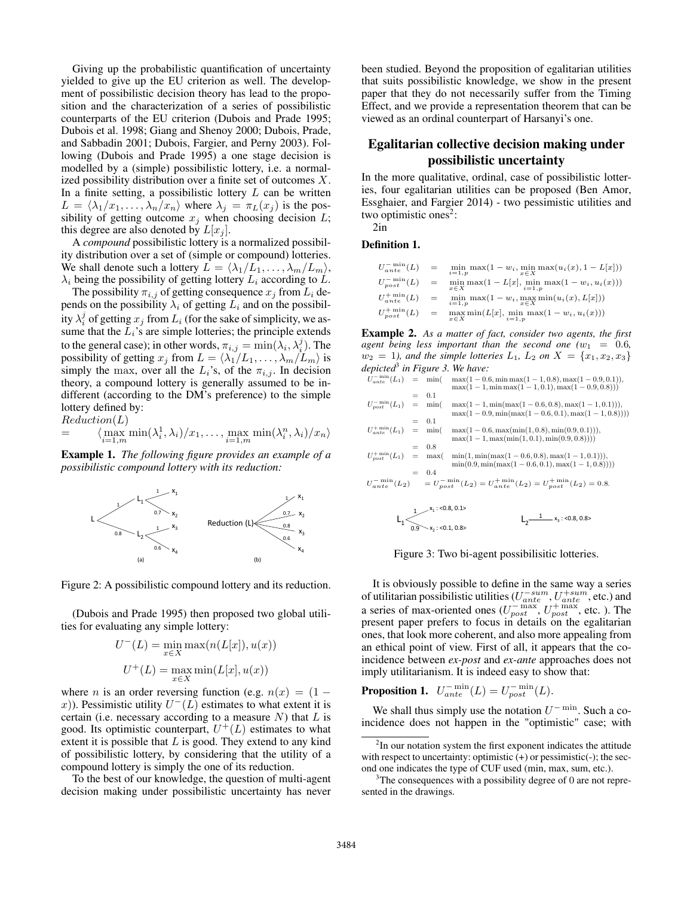Giving up the probabilistic quantification of uncertainty yielded to give up the EU criterion as well. The development of possibilistic decision theory has lead to the proposition and the characterization of a series of possibilistic counterparts of the EU criterion (Dubois and Prade 1995; Dubois et al. 1998; Giang and Shenoy 2000; Dubois, Prade, and Sabbadin 2001; Dubois, Fargier, and Perny 2003). Following (Dubois and Prade 1995) a one stage decision is modelled by a (simple) possibilistic lottery, i.e. a normalized possibility distribution over a finite set of outcomes $X$. In a finite setting, a possibilistic lottery $L$ can be written $L = \langle \lambda_1/x_1, \ldots, \lambda_n/x_n \rangle$ where $\lambda_j = \pi_L(x_j)$ is the possibility of getting outcome $x_j$ when choosing decision $L$; this degree are also denoted by $L[x_j]$.

A *compound* possibilistic lottery is a normalized possibility distribution over a set of (simple or compound) lotteries. We shall denote such a lottery $L = \langle \lambda_1/L_1, \ldots, \lambda_m/L_m \rangle$, $\lambda_i$ being the possibility of getting lottery $L_i$ according to $L$.

The possibility $\pi_{i,j}$ of getting consequence $x_j$ from $L_i$ depends on the possibility $\lambda_i$ of getting $L_i$ and on the possibility $\lambda_i^j$ of getting $x_j$ from $L_i$ (for the sake of simplicity, we assume that the $L_i$'s are simple lotteries; the principle extends to the general case); in other words, $\pi_{i,j} = \min(\lambda_i, \lambda_i^j)$. The possibility of getting $x_j$ from $L = \langle \lambda_1/L_1, \ldots, \lambda_m/L_m \rangle$ is simply the max, over all the $L_i$'s, of the $\pi_{i,j}$. In decision theory, a compound lottery is generally assumed to be indifferent (according to the DM's preference) to the simple lottery defined by:

$$Reduction(L) = \langle \max_{i=1,m} \min(\lambda_i^1, \lambda_i)/x_1, \ldots, \max_{i=1,m} \min(\lambda_i^n, \lambda_i)/x_n \rangle$$

**Example 1.** *The following figure provides an example of a possibilistic compound lottery with its reduction:*

Figure 2: A possibilistic compound lottery and its reduction.

(Dubois and Prade 1995) then proposed two global utilities for evaluating any simple lottery:

$$U^-(L) = \min_{x \in X} \max(n(L[x]), u(x))$$

$$U^+(L) = \max_{x \in X} \min(L[x], u(x))$$

where $n$ is an order reversing function (e.g. $n(x) = (1 - x)$). Pessimistic utility $U^-(L)$ estimates to what extent it is certain (i.e. necessary according to a measure $N$) that $L$ is good. Its optimistic counterpart, $U^+(L)$ estimates to what extent it is possible that $L$ is good. They extend to any kind of possibilistic lottery, by considering that the utility of a compound lottery is simply the one of its reduction.

To the best of our knowledge, the question of multi-agent decision making under possibilistic uncertainty has never been studied. Beyond the proposition of egalitarian utilities that suits possibilistic knowledge, we show in the present paper that they do not necessarily suffer from the Timing Effect, and we provide a representation theorem that can be viewed as an ordinal counterpart of Harsanyi's one.

## Egalitarian collective decision making under possibilistic uncertainty

In the more qualitative, ordinal, case of possibilistic lotteries, four egalitarian utilities can be proposed (Ben Amor, Essghaier, and Fargier 2014) - two pessimistic utilities and two optimistic ones[2]:

2in

**Definition 1.**

$$U_{ante}^{-\min}(L) = \min_{i=1,p} \max(1 - w_i, \min_{x \in X} \max(u_i(x), 1 - L[x]))$$

$$U_{post}^{-\min}(L) = \min_{x \in X} \max(1 - L[x], \min_{i=1,p} \max(1 - w_i, u_i(x)))$$

$$U_{ante}^{+\min}(L) = \min_{i=1,p} \max(1 - w_i, \max_{x \in X} \min(u_i(x), L[x]))$$

$$U_{post}^{+\min}(L) = \max_{x \in X} \min(L[x], \min_{i=1,p} \max(1 - w_i, u_i(x)))$$

**Example 2.** *As a matter of fact, consider two agents, the first agent being less important than the second one ($w_1 = 0.6$, $w_2 = 1$), and the simple lotteries $L_1$, $L_2$ on $X = \{x_1, x_2, x_3\}$ depicted[3] in Figure 3. We have:*

$$\begin{aligned}
U_{ante}^{-\min}(L_1) &= \min( \max(1-0.6, \min\max(1-1, 0.8), \max(1-0.9, 0.1)), \\
&\qquad \max(1-1, \min\max(1-1, 0.1), \max(1-0.9, 0.8))) \\
&= 0.1 \\
U_{post}^{-\min}(L_1) &= \min( \max(1-1, \min(\max(1-0.6, 0.8), \max(1-1, 0.1))), \\
&\qquad \max(1-0.9, \min(\max(1-0.6, 0.1), \max(1-1, 0.8)))) \\
&= 0.1 \\
U_{ante}^{+\min}(L_1) &= \min( \max(1-0.6, \max(\min(1, 0.8), \min(0.9, 0.1))), \\
&\qquad \max(1-1, \max(\min(1, 0.1), \min(0.9, 0.8)))) \\
&= 0.8 \\
U_{post}^{+\min}(L_1) &= \max( \min(1, \min(\max(1-0.6, 0.8), \max(1-1, 0.1))), \\
&\qquad \min(0.9, \min(\max(1-0.6, 0.1), \max(1-1, 0.8)))) \\
&= 0.4 \\
U_{ante}^{-\min}(L_2) &= U_{post}^{-\min}(L_2) = U_{ante}^{+\min}(L_2) = U_{post}^{+\min}(L_2) = 0.8.
\end{aligned}$$

Figure 3: Two bi-agent possibilisitic lotteries.

It is obviously possible to define in the same way a series of utilitarian possibilistic utilities ($U_{ante}^{-sum}$, $U_{ante}^{+sum}$, etc.) and a series of max-oriented ones ($U_{post}^{-\max}$, $U_{post}^{+\max}$, etc. ). The present paper prefers to focus in details on the egalitarian ones, that look more coherent, and also more appealing from an ethical point of view. First of all, it appears that the coincidence between *ex-post* and *ex-ante* approaches does not imply utilitarianism. It is indeed easy to show that:

**Proposition 1.** $U_{ante}^{-\min}(L) = U_{post}^{-\min}(L)$.

We shall thus simply use the notation $U^{-\min}$. Such a coincidence does not happen in the "optimistic" case; with

[2] In our notation system the first exponent indicates the attitude with respect to uncertainty: optimistic (+) or pessimistic(-); the second one indicates the type of CUF used (min, max, sum, etc.).

[3] The consequences with a possibility degree of 0 are not represented in the drawings.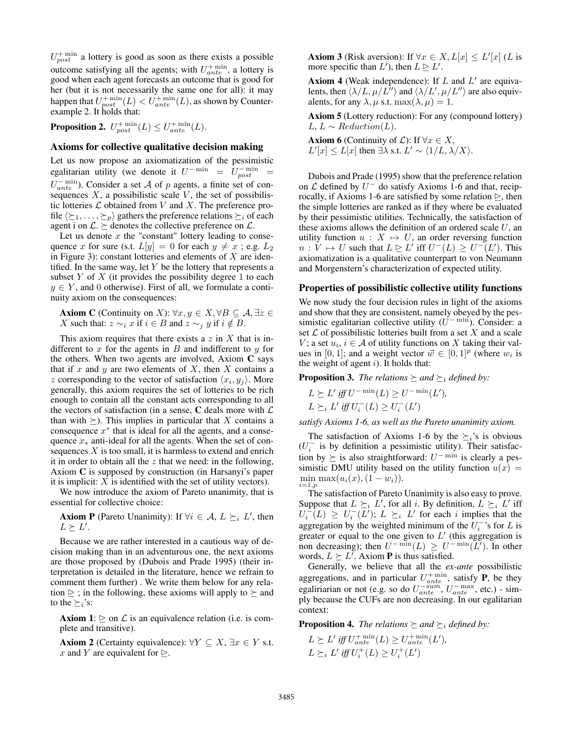$U^{+\min}_{post}$ a lottery is good as soon as there exists a possible outcome satisfying all the agents; with $U^{+\min}_{ante}$, a lottery is good when each agent forecasts an outcome that is good for her (but it is not necessarily the same one for all): it may happen that $U^{+\min}_{post}(L) < U^{+\min}_{ante}(L)$, as shown by Counter-example 2. It holds that:

**Proposition 2.** $U^{+\min}_{post}(L) \leq U^{+\min}_{ante}(L)$.

## Axioms for collective qualitative decision making

Let us now propose an axiomatization of the pessimistic egalitarian utility (we denote it $U^{-\min} = U^{-\min}_{post} = U^{-\min}_{ante}$). Consider a set $\mathcal{A}$ of $p$ agents, a finite set of consequences $X$, a possibilistic scale $V$, the set of possibilistic lotteries $\mathcal{L}$ obtained from $V$ and $X$. The preference profile $\langle \succeq_1, \ldots, \succeq_p \rangle$ gathers the preference relations $\succeq_i$ of each agent i on $\mathcal{L}$. $\succeq$ denotes the collective preference on $\mathcal{L}$.

Let us denote $x$ the "constant" lottery leading to consequence $x$ for sure (s.t. $L[y] = 0$ for each $y \neq x$ ; e.g. $L_2$ in Figure 3): constant lotteries and elements of $X$ are identified. In the same way, let $Y$ be the lottery that represents a subset $Y$ of $X$ (it provides the possibility degree 1 to each $y \in Y$, and 0 otherwise). First of all, we formulate a continuity axiom on the consequences:

**Axiom C** (Continuity on $X$): $\forall x, y \in X, \forall B \subseteq \mathcal{A}, \exists z \in X$ such that: $z \sim_i x$ if $i \in B$ and $z \sim_j y$ if $i \notin B$.

This axiom requires that there exists a $z$ in $X$ that is indifferent to $x$ for the agents in $B$ and indifferent to $y$ for the others. When two agents are involved, Axiom **C** says that if $x$ and $y$ are two elements of $X$, then $X$ contains a $z$ corresponding to the vector of satisfaction $\langle x_i, y_j \rangle$. More generally, this axiom requires the set of lotteries to be rich enough to contain all the constant acts corresponding to all the vectors of satisfaction (in a sense, **C** deals more with $\mathcal{L}$ than with $\succeq$). This implies in particular that $X$ contains a consequence $x^*$ that is ideal for all the agents, and a consequence $x_*$ anti-ideal for all the agents. When the set of consequences $X$ is too small, it is harmless to extend and enrich it in order to obtain all the $z$ that we need: in the following, Axiom **C** is supposed by construction (in Harsanyi's paper it is implicit: $X$ is identified with the set of utility vectors).

We now introduce the axiom of Pareto unanimity, that is essential for collective choice:

**Axiom P** (Pareto Unanimity): If $\forall i \in \mathcal{A}$, $L \succeq_i L'$, then $L \succeq L'$.

Because we are rather interested in a cautious way of decision making than in an adventurous one, the next axioms are those proposed by (Dubois and Prade 1995) (their interpretation is detailed in the literature, hence we refrain to comment them further) . We write them below for any relation $\trianglerighteq$ ; in the following, these axioms will apply to $\succeq$ and to the $\succeq_i$'s:

**Axiom 1**: $\trianglerighteq$ on $\mathcal{L}$ is an equivalence relation (i.e. is complete and transitive).

**Axiom 2** (Certainty equivalence): $\forall Y \subseteq X, \exists x \in Y$ s.t. $x$ and $Y$ are equivalent for $\trianglerighteq$.

**Axiom 3** (Risk aversion): If $\forall x \in X, L[x] \leq L'[x]$ ($L$ is more specific than $L'$), then $L \trianglerighteq L'$.

**Axiom 4** (Weak independence): If $L$ and $L'$ are equivalents, then $\langle \lambda/L, \mu/L'' \rangle$ and $\langle \lambda/L', \mu/L'' \rangle$ are also equivalents, for any $\lambda, \mu$ s.t. $\max(\lambda, \mu) = 1$.

**Axiom 5** (Lottery reduction): For any (compound lottery) $L, L \sim Reduction(L)$.

**Axiom 6** (Continuity of $\mathcal{L}$): If $\forall x \in X$, $L'[x] \leq L[x]$ then $\exists \lambda$ s.t. $L' \sim \langle 1/L, \lambda/X \rangle$.

Dubois and Prade (1995) show that the preference relation on $\mathcal{L}$ defined by $U^-$ do satisfy Axioms 1-6 and that, reciprocally, if Axioms 1-6 are satisfied by some relation $\trianglerighteq$, then the simple lotteries are ranked as if they where be evaluated by their pessimistic utilities. Technically, the satisfaction of these axioms allows the definition of an ordered scale $U$, an utility function $u : X \mapsto U$, an order reversing function $n : V \mapsto U$ such that $L \trianglerighteq L'$ iff $U^-(L) \geq U^-(L')$. This axiomatization is a qualitative counterpart to von Neumann and Morgenstern's characterization of expected utility.

## Properties of possibilistic collective utility functions

We now study the four decision rules in light of the axioms and show that they are consistent, namely obeyed by the pessimistic egalitarian collective utility ($U^{-\min}$). Consider: a set $\mathcal{L}$ of possibilistic lotteries built from a set $X$ and a scale $V$; a set $u_i, i \in \mathcal{A}$ of utility functions on $X$ taking their values in $[0, 1]$; and a weight vector $\vec{w} \in [0, 1]^p$ (where $w_i$ is the weight of agent $i$). It holds that:

**Proposition 3.** *The relations $\succeq$ and $\succeq_i$ defined by:*

$L \succeq L'$ *iff* $U^{-\min}(L) \geq U^{-\min}(L')$,
$L \succeq_i L'$ *iff* $U^-_i(L) \geq U^-_i(L')$

*satisfy Axioms 1-6, as well as the Pareto unanimity axiom.*

The satisfaction of Axioms 1-6 by the $\succeq_i$'s is obvious ($U^-_i$ is by definition a pessimistic utility). Their satisfaction by $\succeq$ is also straightforward: $U^{-\min}$ is clearly a pessimistic DMU utility based on the utility function $u(x) = \min_{i=1,p} \max(u_i(x), (1 - w_i))$.

The satisfaction of Pareto Unanimity is also easy to prove. Suppose that $L \succeq_i L'$, for all $i$. By definition, $L \succeq_i L'$ iff $U^-_i(L) \geq U^-_i(L')$; $L \succeq_i L'$ for each $i$ implies that the aggregation by the weighted minimum of the $U^-_i$'s for $L$ is greater or equal to the one given to $L'$ (this aggregation is non decreasing); then $U^{-\min}(L) \geq U^{-\min}(L')$. In other words, $L \succeq L'$. Axiom **P** is thus satisfied.

Generally, we believe that all the *ex-ante* possibilistic aggregations, and in particular $U^{+\min}_{ante}$, satisfy **P**, be they egaliriarian or not (e.g. so do $U^{-sum}_{ante}$, $U^{-\max}_{ante}$, etc.) - simply because the CUFs are non decreasing. In our egalitarian context:

**Proposition 4.** *The relations $\succeq$ and $\succeq_i$ defined by:*

$L \succeq L'$ *iff* $U^{+\min}_{ante}(L) \geq U^{+\min}_{ante}(L')$,
$L \succeq_i L'$ *iff* $U^+_i(L) \geq U^+_i(L')$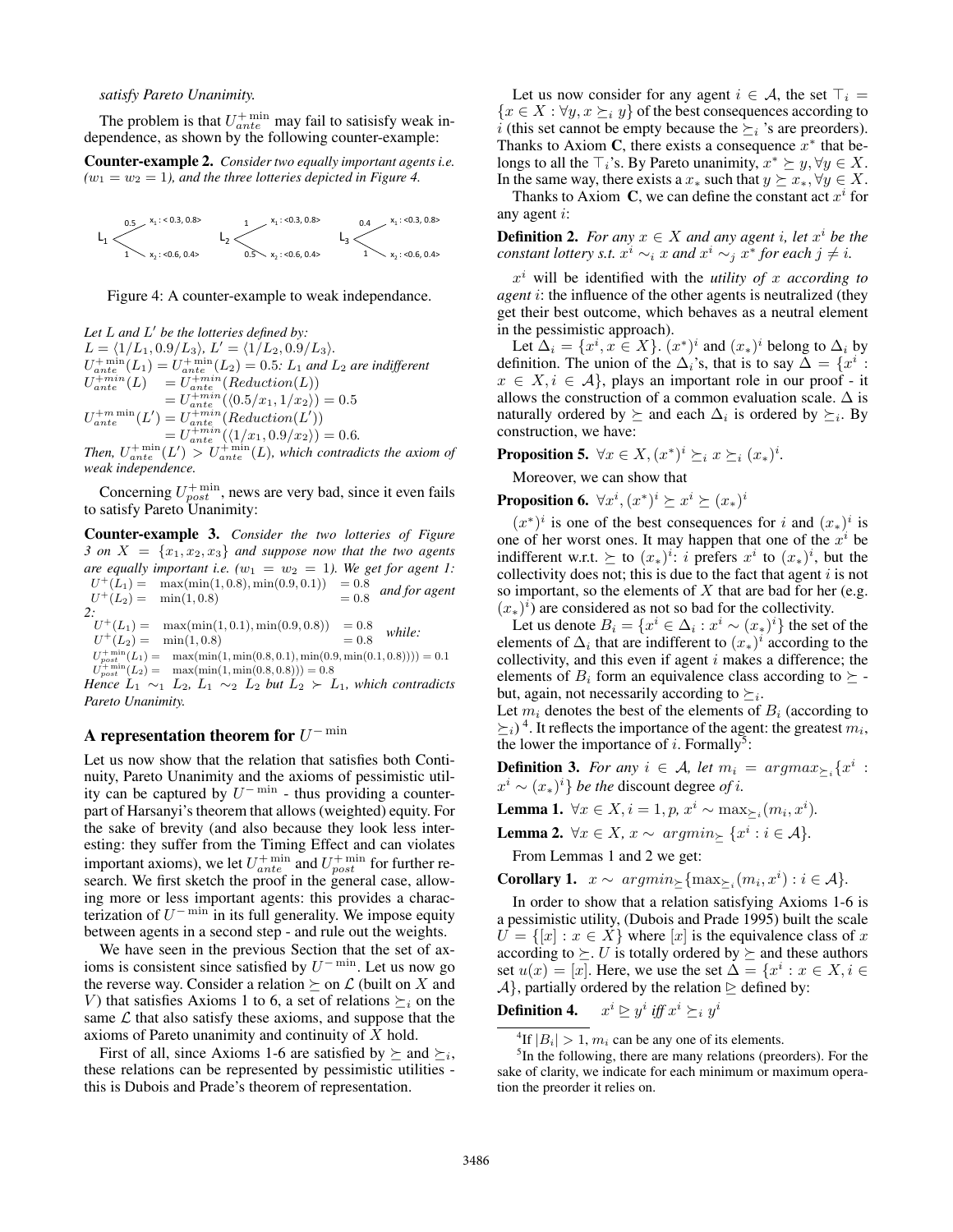*satisfy Pareto Unanimity.*

The problem is that $U^{+\min}_{ante}$ may fail to satisisfy weak independence, as shown by the following counter-example:

**Counter-example 2.** *Consider two equally important agents i.e. ($w_1 = w_2 = 1$), and the three lotteries depicted in Figure 4.*

$L_1$: $0.5 \to x_1 : \langle 0.3, 0.8\rangle$, $1 \to x_2 : \langle 0.6, 0.4\rangle$ $\quad$ $L_2$: $1 \to x_1 : \langle 0.3, 0.8\rangle$, $0.5 \to x_2 : \langle 0.6, 0.4\rangle$ $\quad$ $L_3$: $0.4 \to x_1 : \langle 0.3, 0.8\rangle$, $1 \to x_2 : \langle 0.6, 0.4\rangle$

Figure 4: A counter-example to weak independance.

*Let $L$ and $L'$ be the lotteries defined by:*
$L = \langle 1/L_1, 0.9/L_3\rangle$, $L' = \langle 1/L_2, 0.9/L_3\rangle$.
$U^{+\min}_{ante}(L_1) = U^{+\min}_{ante}(L_2) = 0.5$*: $L_1$ and $L_2$ are indifferent*

$$U^{+min}_{ante}(L) = U^{+min}_{ante}(Reduction(L)) = U^{+min}_{ante}(\langle 0.5/x_1, 1/x_2\rangle) = 0.5$$

$$U^{+m\min}_{ante}(L') = U^{+min}_{ante}(Reduction(L')) = U^{+min}_{ante}(\langle 1/x_1, 0.9/x_2\rangle) = 0.6.$$

*Then, $U^{+\min}_{ante}(L') > U^{+\min}_{ante}(L)$, which contradicts the axiom of weak independence.*

Concerning $U^{+\min}_{post}$, news are very bad, since it even fails to satisfy Pareto Unanimity:

**Counter-example 3.** *Consider the two lotteries of Figure 3 on $X = \{x_1, x_2, x_3\}$ and suppose now that the two agents are equally important i.e. ($w_1 = w_2 = 1$). We get for agent 1:*

$$U^{+}(L_1) = \max(\min(1, 0.8), \min(0.9, 0.1)) = 0.8$$
$$U^{+}(L_2) = \min(1, 0.8) = 0.8$$

*and for agent 2:*

$$U^{+}(L_1) = \max(\min(1, 0.1), \min(0.9, 0.8)) = 0.8$$
$$U^{+}(L_2) = \min(1, 0.8) = 0.8$$

*while:*

$$U^{+\min}_{post}(L_1) = \max(\min(1, \min(0.8, 0.1), \min(0.9, \min(0.1, 0.8)))) = 0.1$$
$$U^{+\min}_{post}(L_2) = \max(1, \min(0.8, 0.8))) = 0.8$$

*Hence $L_1 \sim_1 L_2$, $L_1 \sim_2 L_2$ but $L_2 \succ L_1$, which contradicts Pareto Unanimity.*

## A representation theorem for $U^{-\min}$

Let us now show that the relation that satisfies both Continuity, Pareto Unanimity and the axioms of pessimistic utility can be captured by $U^{-\min}$ - thus providing a counterpart of Harsanyi's theorem that allows (weighted) equity. For the sake of brevity (and also because they look less interesting: they suffer from the Timing Effect and can violates important axioms), we let $U^{+\min}_{ante}$ and $U^{+\min}_{post}$ for further research. We first sketch the proof in the general case, allowing more or less important agents: this provides a characterization of $U^{-\min}$ in its full generality. We impose equity between agents in a second step - and rule out the weights.

We have seen in the previous Section that the set of axioms is consistent since satisfied by $U^{-\min}$. Let us now go the reverse way. Consider a relation $\succeq$ on $\mathcal{L}$ (built on $X$ and $V$) that satisfies Axioms 1 to 6, a set of relations $\succeq_i$ on the same $\mathcal{L}$ that also satisfy these axioms, and suppose that the axioms of Pareto unanimity and continuity of $X$ hold.

First of all, since Axioms 1-6 are satisfied by $\succeq$ and $\succeq_i$, these relations can be represented by pessimistic utilities - this is Dubois and Prade's theorem of representation.

Let us now consider for any agent $i \in \mathcal{A}$, the set $\top_i = \{x \in X : \forall y, x \succeq_i y\}$ of the best consequences according to $i$ (this set cannot be empty because the $\succeq_i$ 's are preorders). Thanks to Axiom **C**, there exists a consequence $x^*$ that belongs to all the $\top_i$'s. By Pareto unanimity, $x^* \succeq y, \forall y \in X$. In the same way, there exists a $x_*$ such that $y \succeq x_*, \forall y \in X$.

Thanks to Axiom **C**, we can define the constant act $x^i$ for any agent $i$:

**Definition 2.** *For any $x \in X$ and any agent $i$, let $x^i$ be the constant lottery s.t. $x^i \sim_i x$ and $x^i \sim_j x^*$ for each $j \neq i$.*

$x^i$ will be identified with the *utility of $x$ according to agent $i$*: the influence of the other agents is neutralized (they get their best outcome, which behaves as a neutral element in the pessimistic approach).

Let $\Delta_i = \{x^i, x \in X\}$. $(x^*)^i$ and $(x_*)^i$ belong to $\Delta_i$ by definition. The union of the $\Delta_i$'s, that is to say $\Delta = \{x^i : x \in X, i \in \mathcal{A}\}$, plays an important role in our proof - it allows the construction of a common evaluation scale. $\Delta$ is naturally ordered by $\succeq$ and each $\Delta_i$ is ordered by $\succeq_i$. By construction, we have:

**Proposition 5.** $\forall x \in X, (x^*)^i \succeq_i x \succeq_i (x_*)^i$.

Moreover, we can show that

**Proposition 6.** $\forall x^i, (x^*)^i \succeq x^i \succeq (x_*)^i$

$(x^*)^i$ is one of the best consequences for $i$ and $(x_*)^i$ is one of her worst ones. It may happen that one of the $x^i$ be indifferent w.r.t. $\succeq$ to $(x_*)^i$: $i$ prefers $x^i$ to $(x_*)^i$, but the collectivity does not; this is due to the fact that agent $i$ is not so important, so the elements of $X$ that are bad for her (e.g. $(x_*)^i$) are considered as not so bad for the collectivity.

Let us denote $B_i = \{x^i \in \Delta_i : x^i \sim (x_*)^i\}$ the set of the elements of $\Delta_i$ that are indifferent to $(x_*)^i$ according to the collectivity, and this even if agent $i$ makes a difference; the elements of $B_i$ form an equivalence class according to $\succeq$ - but, again, not necessarily according to $\succeq_i$.

Let $m_i$ denotes the best of the elements of $B_i$ (according to $\succeq_i$)[4]. It reflects the importance of the agent: the greatest $m_i$, the lower the importance of $i$. Formally[5]:

**Definition 3.** *For any $i \in \mathcal{A}$, let $m_i = argmax_{\succeq_i}\{x^i : x^i \sim (x_*)^i\}$ be the* discount degree *of $i$.*

**Lemma 1.** $\forall x \in X, i = 1, p, x^i \sim \max_{\succeq_i}(m_i, x^i)$.

**Lemma 2.** $\forall x \in X, x \sim argmin_{\succeq} \{x^i : i \in \mathcal{A}\}$.

From Lemmas 1 and 2 we get:

**Corollary 1.** $x \sim argmin_{\succeq}\{\max_{\succeq_i}(m_i, x^i) : i \in \mathcal{A}\}$.

In order to show that a relation satisfying Axioms 1-6 is a pessimistic utility, (Dubois and Prade 1995) built the scale $U = \{[x] : x \in X\}$ where $[x]$ is the equivalence class of $x$ according to $\succeq$. $U$ is totally ordered by $\succeq$ and these authors set $u(x) = [x]$. Here, we use the set $\Delta = \{x^i : x \in X, i \in \mathcal{A}\}$, partially ordered by the relation $\trianglerighteq$ defined by:

**Definition 4.** $\quad x^i \trianglerighteq y^i$ *iff* $x^i \succeq_i y^i$

[4] If $|B_i| > 1$, $m_i$ can be any one of its elements.

[5] In the following, there are many relations (preorders). For the sake of clarity, we indicate for each minimum or maximum operation the preorder it relies on.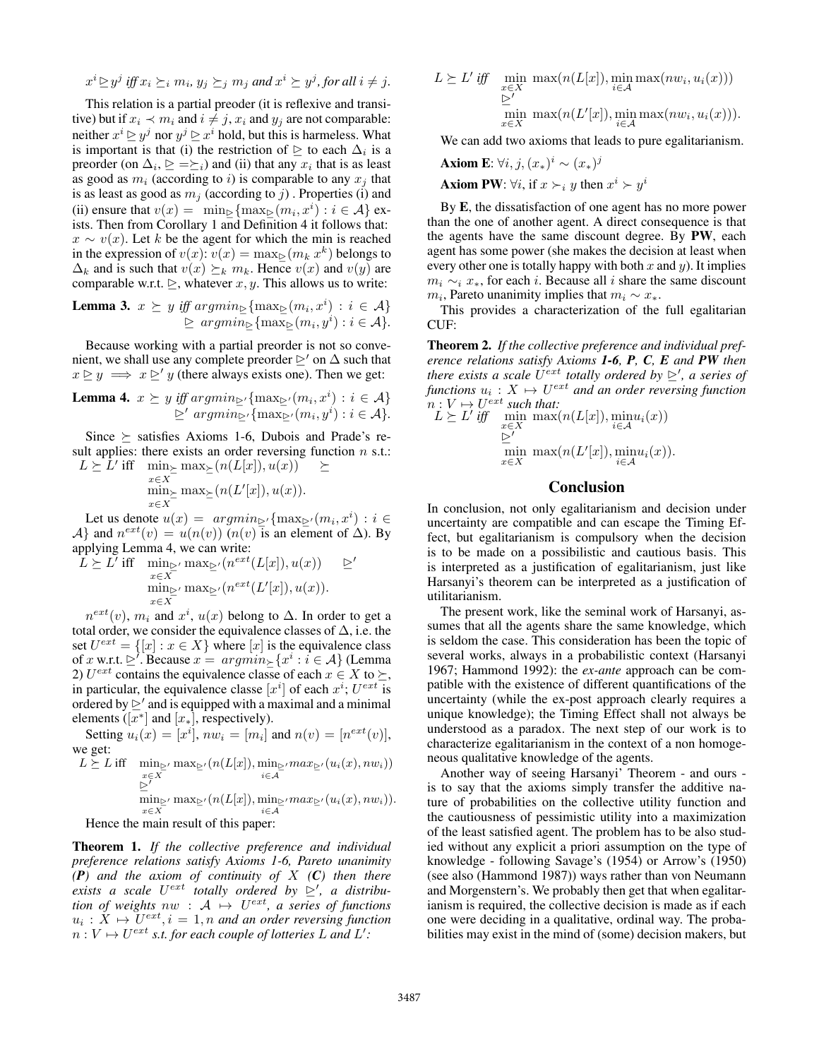$$x^i \trianglerighteq y^j \text{ iff } x_i \succeq_i m_i,\ y_j \succeq_j m_j \text{ and } x^i \succeq y^j, \text{ for all } i \neq j.$$

This relation is a partial preoder (it is reflexive and transitive) but if $x_i \prec m_i$ and $i \neq j$, $x_i$ and $y_j$ are not comparable: neither $x^i \trianglerighteq y^j$ nor $y^j \trianglerighteq x^i$ hold, but this is harmeless. What is important is that (i) the restriction of $\trianglerighteq$ to each $\Delta_i$ is a preorder (on $\Delta_i$, $\trianglerighteq = \succeq_i$) and (ii) that any $x_i$ that is as least as good as $m_i$ (according to $i$) is comparable to any $x_j$ that is as least as good as $m_j$ (according to $j$) . Properties (i) and (ii) ensure that $v(x) = \min_{\trianglerighteq}\{\max_{\trianglerighteq}(m_i, x^i) : i \in \mathcal{A}\}$ exists. Then from Corollary 1 and Definition 4 it follows that: $x \sim v(x)$. Let $k$ be the agent for which the min is reached in the expression of $v(x)$: $v(x) = \max_{\trianglerighteq}(m_k\ x^k)$ belongs to $\Delta_k$ and is such that $v(x) \succeq_k m_k$. Hence $v(x)$ and $v(y)$ are comparable w.r.t. $\trianglerighteq$, whatever $x, y$. This allows us to write:

**Lemma 3.** *$x \succeq y$ iff $argmin_{\trianglerighteq}\{\max_{\trianglerighteq}(m_i, x^i) : i \in \mathcal{A}\} \trianglerighteq argmin_{\trianglerighteq}\{\max_{\trianglerighteq}(m_i, y^i) : i \in \mathcal{A}\}$.*

Because working with a partial preorder is not so convenient, we shall use any complete preorder $\trianglerighteq'$ on $\Delta$ such that $x \trianglerighteq y \implies x \trianglerighteq' y$ (there always exists one). Then we get:

**Lemma 4.** *$x \succeq y$ iff $argmin_{\trianglerighteq'}\{\max_{\trianglerighteq'}(m_i, x^i) : i \in \mathcal{A}\} \trianglerighteq' argmin_{\trianglerighteq'}\{\max_{\trianglerighteq'}(m_i, y^i) : i \in \mathcal{A}\}$.*

Since $\succeq$ satisfies Axioms 1-6, Dubois and Prade's result applies: there exists an order reversing function $n$ s.t.:

$$L \succeq L' \text{ iff } \min_{\succeq, x \in X} \max_{\succeq}(n(L[x]), u(x)) \succeq \min_{\succeq, x \in X} \max_{\succeq}(n(L'[x]), u(x)).$$

Let us denote $u(x) = argmin_{\trianglerighteq'}\{\max_{\trianglerighteq'}(m_i, x^i) : i \in \mathcal{A}\}$ and $n^{ext}(v) = u(n(v))$ ($n(v)$ is an element of $\Delta$). By applying Lemma 4, we can write:

$$L \succeq L' \text{ iff } \min_{\trianglerighteq', x \in X} \max_{\trianglerighteq'}(n^{ext}(L[x]), u(x)) \trianglerighteq' \min_{\trianglerighteq', x \in X} \max_{\trianglerighteq'}(n^{ext}(L'[x]), u(x)).$$

$n^{ext}(v)$, $m_i$ and $x^i$, $u(x)$ belong to $\Delta$. In order to get a total order, we consider the equivalence classes of $\Delta$, i.e. the set $U^{ext} = \{[x] : x \in X\}$ where $[x]$ is the equivalence class of $x$ w.r.t. $\trianglerighteq'$. Because $x = argmin_{\succeq}\{x^i : i \in \mathcal{A}\}$ (Lemma 2) $U^{ext}$ contains the equivalence classe of each $x \in X$ to $\succeq$, in particular, the equivalence classe $[x^i]$ of each $x^i$; $U^{ext}$ is ordered by $\trianglerighteq'$ and is equipped with a maximal and a minimal elements ($[x^*]$ and $[x_*]$, respectively).

Setting $u_i(x) = [x^i]$, $nw_i = [m_i]$ and $n(v) = [n^{ext}(v)]$, we get:

$$L \succeq L \text{ iff } \min_{\trianglerighteq', x \in X} \max_{\trianglerighteq'}(n(L[x]), \min_{\trianglerighteq', i \in \mathcal{A}} max_{\trianglerighteq'}(u_i(x), nw_i)) \trianglerighteq' \min_{\trianglerighteq', x \in X} \max_{\trianglerighteq'}(n(L[x]), \min_{\trianglerighteq', i \in \mathcal{A}} max_{\trianglerighteq'}(u_i(x), nw_i)).$$

Hence the main result of this paper:

**Theorem 1.** *If the collective preference and individual preference relations satisfy Axioms 1-6, Pareto unanimity (**P**) and the axiom of continuity of $X$ (**C**) then there exists a scale $U^{ext}$ totally ordered by $\trianglerighteq'$, a distribution of weights $nw : \mathcal{A} \mapsto U^{ext}$, a series of functions $u_i : X \mapsto U^{ext}, i = 1, n$ and an order reversing function $n : V \mapsto U^{ext}$ s.t. for each couple of lotteries $L$ and $L'$:*

$$L \succeq L' \text{ iff } \min_{x \in X} \max(n(L[x]), \min_{i \in \mathcal{A}} \max(nw_i, u_i(x))) \trianglerighteq' \min_{x \in X} \max(n(L'[x]), \min_{i \in \mathcal{A}} \max(nw_i, u_i(x))).$$

We can add two axioms that leads to pure egalitarianism.

**Axiom E**: $\forall i, j, (x_*)^i \sim (x_*)^j$

**Axiom PW**: $\forall i$, if $x \succ_i y$ then $x^i \succ y^i$

By **E**, the dissatisfaction of one agent has no more power than the one of another agent. A direct consequence is that the agents have the same discount degree. By **PW**, each agent has some power (she makes the decision at least when every other one is totally happy with both $x$ and $y$). It implies $m_i \sim_i x_*$, for each $i$. Because all $i$ share the same discount $m_i$, Pareto unanimity implies that $m_i \sim x_*$.

This provides a characterization of the full egalitarian CUF:

**Theorem 2.** *If the collective preference and individual preference relations satisfy Axioms 1-6, **P**, **C**, **E** and **PW** then there exists a scale $U^{ext}$ totally ordered by $\trianglerighteq'$, a series of functions $u_i : X \mapsto U^{ext}$ and an order reversing function $n : V \mapsto U^{ext}$ such that:*

$$L \succeq L' \text{ iff } \min_{x \in X} \max(n(L[x]), \min_{i \in \mathcal{A}} u_i(x)) \trianglerighteq' \min_{x \in X} \max(n(L'[x]), \min_{i \in \mathcal{A}} u_i(x)).$$

## Conclusion

In conclusion, not only egalitarianism and decision under uncertainty are compatible and can escape the Timing Effect, but egalitarianism is compulsory when the decision is to be made on a possibilistic and cautious basis. This is interpreted as a justification of egalitarianism, just like Harsanyi's theorem can be interpreted as a justification of utilitarianism.

The present work, like the seminal work of Harsanyi, assumes that all the agents share the same knowledge, which is seldom the case. This consideration has been the topic of several works, always in a probabilistic context (Harsanyi 1967; Hammond 1992): the *ex-ante* approach can be compatible with the existence of different quantifications of the uncertainty (while the ex-post approach clearly requires a unique knowledge); the Timing Effect shall not always be understood as a paradox. The next step of our work is to characterize egalitarianism in the context of a non homogeneous qualitative knowledge of the agents.

Another way of seeing Harsanyi' Theorem - and ours - is to say that the axioms simply transfer the additive nature of probabilities on the collective utility function and the cautiousness of pessimistic utility into a maximization of the least satisfied agent. The problem has to be also studied without any explicit a priori assumption on the type of knowledge - following Savage's (1954) or Arrow's (1950) (see also (Hammond 1987)) ways rather than von Neumann and Morgenstern's. We probably then get that when egalitarianism is required, the collective decision is made as if each one were deciding in a qualitative, ordinal way. The probabilities may exist in the mind of (some) decision makers, but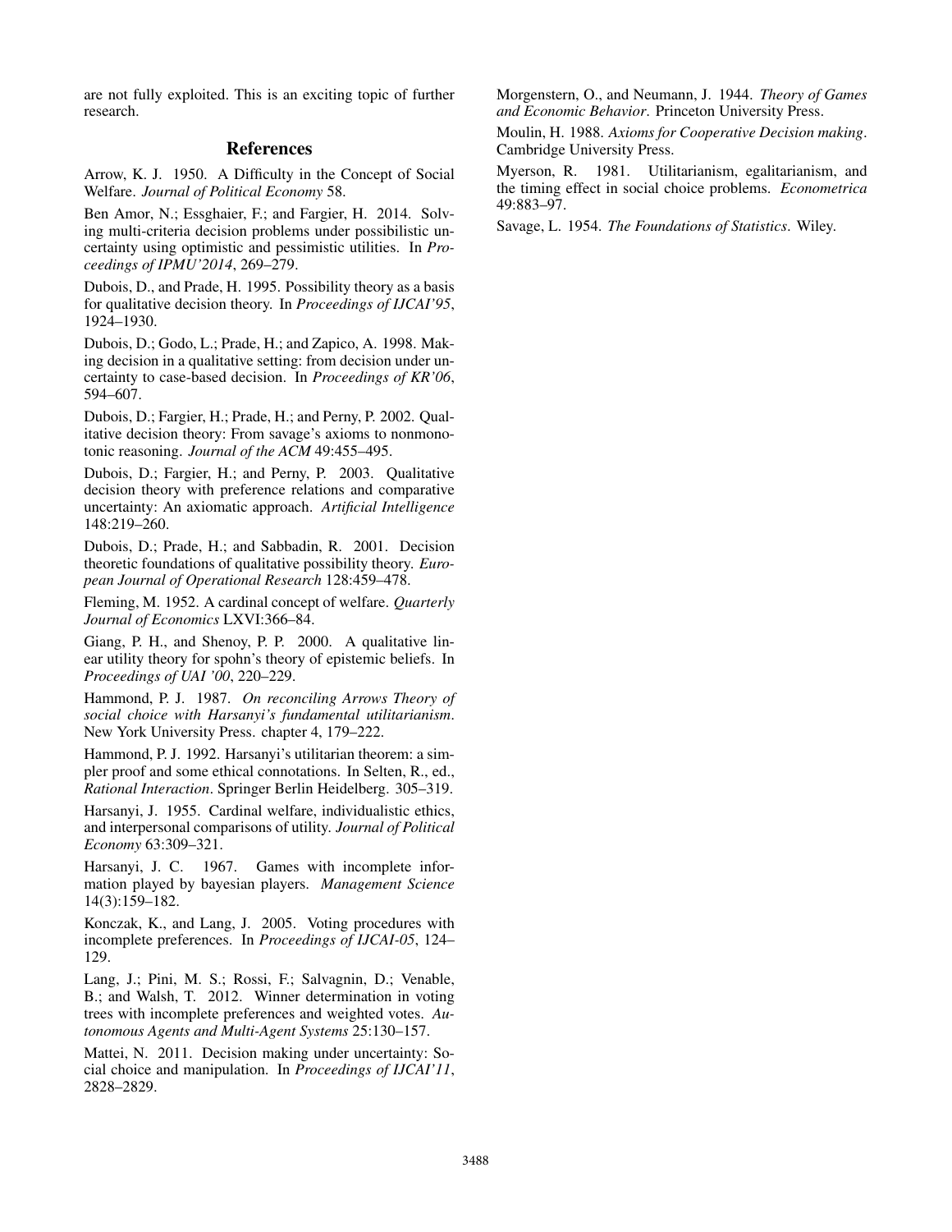are not fully exploited. This is an exciting topic of further research.

## References

Arrow, K. J. 1950. A Difficulty in the Concept of Social Welfare. *Journal of Political Economy* 58.

Ben Amor, N.; Essghaier, F.; and Fargier, H. 2014. Solving multi-criteria decision problems under possibilistic uncertainty using optimistic and pessimistic utilities. In *Proceedings of IPMU'2014*, 269–279.

Dubois, D., and Prade, H. 1995. Possibility theory as a basis for qualitative decision theory. In *Proceedings of IJCAI'95*, 1924–1930.

Dubois, D.; Godo, L.; Prade, H.; and Zapico, A. 1998. Making decision in a qualitative setting: from decision under uncertainty to case-based decision. In *Proceedings of KR'06*, 594–607.

Dubois, D.; Fargier, H.; Prade, H.; and Perny, P. 2002. Qualitative decision theory: From savage's axioms to nonmonotonic reasoning. *Journal of the ACM* 49:455–495.

Dubois, D.; Fargier, H.; and Perny, P. 2003. Qualitative decision theory with preference relations and comparative uncertainty: An axiomatic approach. *Artificial Intelligence* 148:219–260.

Dubois, D.; Prade, H.; and Sabbadin, R. 2001. Decision theoretic foundations of qualitative possibility theory. *European Journal of Operational Research* 128:459–478.

Fleming, M. 1952. A cardinal concept of welfare. *Quarterly Journal of Economics* LXVI:366–84.

Giang, P. H., and Shenoy, P. P. 2000. A qualitative linear utility theory for spohn's theory of epistemic beliefs. In *Proceedings of UAI '00*, 220–229.

Hammond, P. J. 1987. *On reconciling Arrows Theory of social choice with Harsanyi's fundamental utilitarianism*. New York University Press. chapter 4, 179–222.

Hammond, P. J. 1992. Harsanyi's utilitarian theorem: a simpler proof and some ethical connotations. In Selten, R., ed., *Rational Interaction*. Springer Berlin Heidelberg. 305–319.

Harsanyi, J. 1955. Cardinal welfare, individualistic ethics, and interpersonal comparisons of utility. *Journal of Political Economy* 63:309–321.

Harsanyi, J. C. 1967. Games with incomplete information played by bayesian players. *Management Science* 14(3):159–182.

Konczak, K., and Lang, J. 2005. Voting procedures with incomplete preferences. In *Proceedings of IJCAI-05*, 124–129.

Lang, J.; Pini, M. S.; Rossi, F.; Salvagnin, D.; Venable, B.; and Walsh, T. 2012. Winner determination in voting trees with incomplete preferences and weighted votes. *Autonomous Agents and Multi-Agent Systems* 25:130–157.

Mattei, N. 2011. Decision making under uncertainty: Social choice and manipulation. In *Proceedings of IJCAI'11*, 2828–2829.

Morgenstern, O., and Neumann, J. 1944. *Theory of Games and Economic Behavior*. Princeton University Press.

Moulin, H. 1988. *Axioms for Cooperative Decision making*. Cambridge University Press.

Myerson, R. 1981. Utilitarianism, egalitarianism, and the timing effect in social choice problems. *Econometrica* 49:883–97.

Savage, L. 1954. *The Foundations of Statistics*. Wiley.